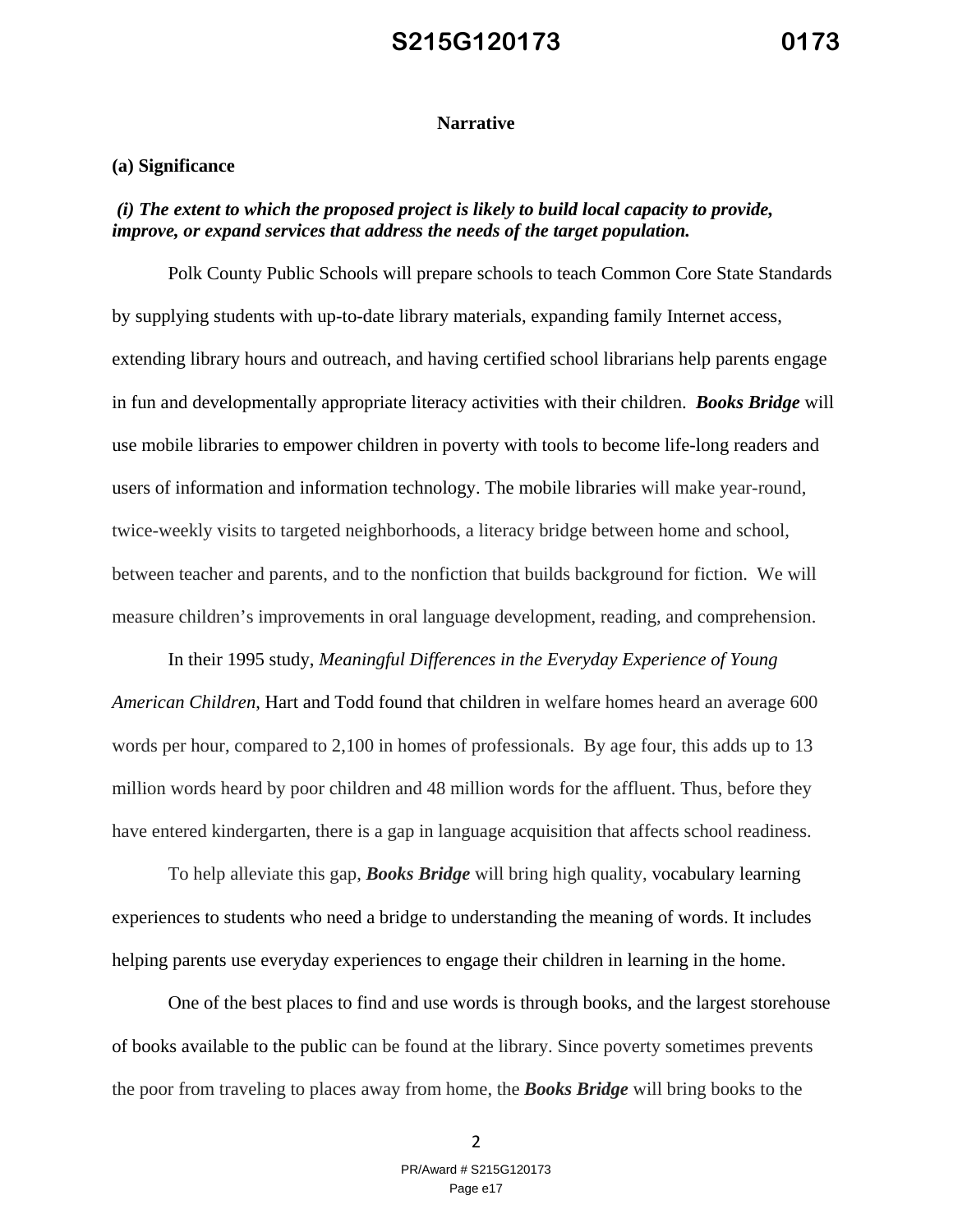## Narrative

### (a) Significance

***(i) The extent to which the proposed project is likely to build local capacity to provide, improve, or expand services that address the needs of the target population.***

Polk County Public Schools will prepare schools to teach Common Core State Standards by supplying students with up-to-date library materials, expanding family Internet access, extending library hours and outreach, and having certified school librarians help parents engage in fun and developmentally appropriate literacy activities with their children. ***Books Bridge*** will use mobile libraries to empower children in poverty with tools to become life-long readers and users of information and information technology. The mobile libraries will make year-round, twice-weekly visits to targeted neighborhoods, a literacy bridge between home and school, between teacher and parents, and to the nonfiction that builds background for fiction. We will measure children's improvements in oral language development, reading, and comprehension.

In their 1995 study, *Meaningful Differences in the Everyday Experience of Young American Children*, Hart and Todd found that children in welfare homes heard an average 600 words per hour, compared to 2,100 in homes of professionals. By age four, this adds up to 13 million words heard by poor children and 48 million words for the affluent. Thus, before they have entered kindergarten, there is a gap in language acquisition that affects school readiness.

To help alleviate this gap, ***Books Bridge*** will bring high quality, vocabulary learning experiences to students who need a bridge to understanding the meaning of words. It includes helping parents use everyday experiences to engage their children in learning in the home.

One of the best places to find and use words is through books, and the largest storehouse of books available to the public can be found at the library. Since poverty sometimes prevents the poor from traveling to places away from home, the ***Books Bridge*** will bring books to the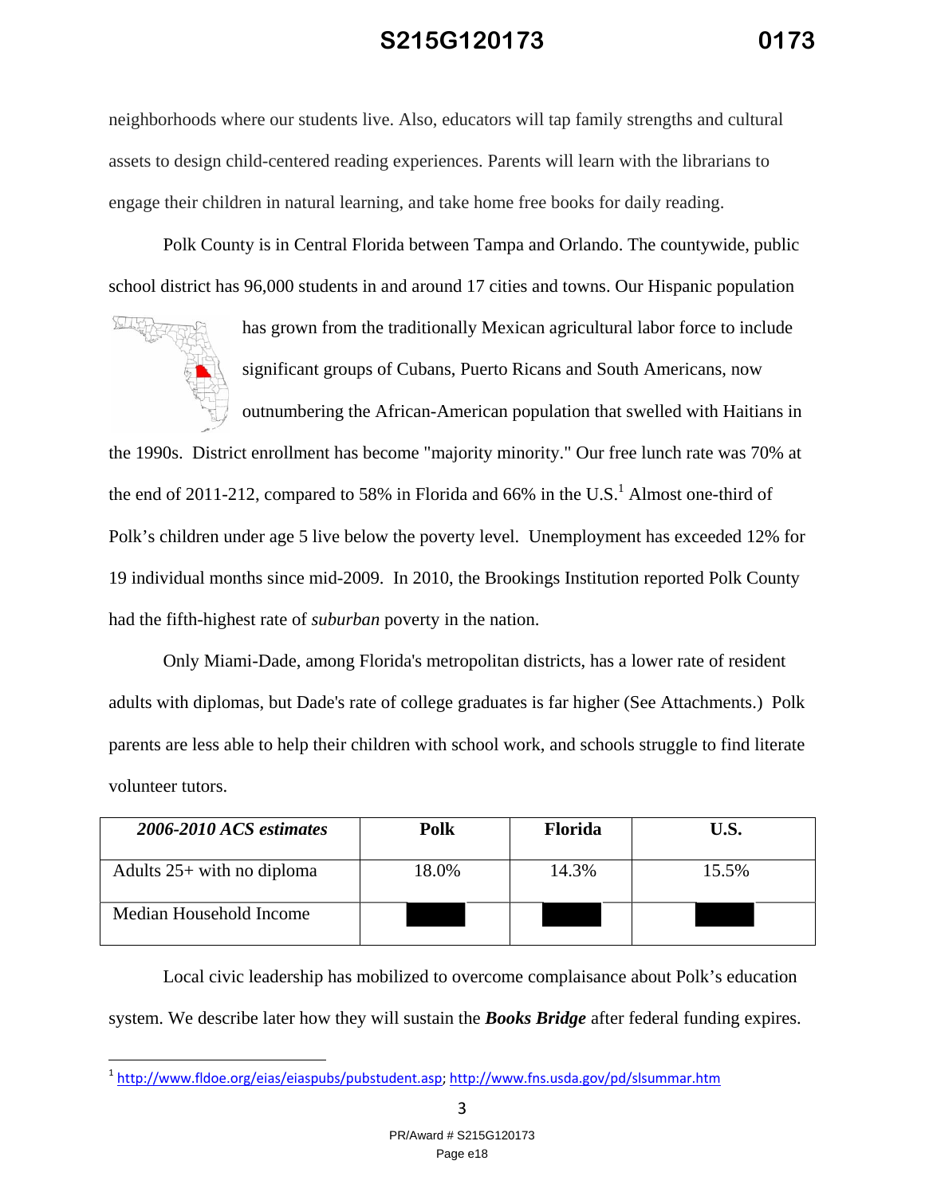neighborhoods where our students live. Also, educators will tap family strengths and cultural assets to design child-centered reading experiences. Parents will learn with the librarians to engage their children in natural learning, and take home free books for daily reading.

Polk County is in Central Florida between Tampa and Orlando. The countywide, public school district has 96,000 students in and around 17 cities and towns. Our Hispanic population has grown from the traditionally Mexican agricultural labor force to include significant groups of Cubans, Puerto Ricans and South Americans, now outnumbering the African-American population that swelled with Haitians in the 1990s. District enrollment has become "majority minority." Our free lunch rate was 70% at the end of 2011-212, compared to 58% in Florida and 66% in the U.S.[1] Almost one-third of Polk's children under age 5 live below the poverty level. Unemployment has exceeded 12% for 19 individual months since mid-2009. In 2010, the Brookings Institution reported Polk County had the fifth-highest rate of *suburban* poverty in the nation.

Only Miami-Dade, among Florida's metropolitan districts, has a lower rate of resident adults with diplomas, but Dade's rate of college graduates is far higher (See Attachments.) Polk parents are less able to help their children with school work, and schools struggle to find literate volunteer tutors.

| *2006-2010 ACS estimates* | Polk | Florida | U.S. |
|---|---|---|---|
| Adults 25+ with no diploma | 18.0% | 14.3% | 15.5% |
| Median Household Income | | | |

Local civic leadership has mobilized to overcome complaisance about Polk's education system. We describe later how they will sustain the ***Books Bridge*** after federal funding expires.

[1] http://www.fldoe.org/eias/eiaspubs/pubstudent.asp; http://www.fns.usda.gov/pd/slsummar.htm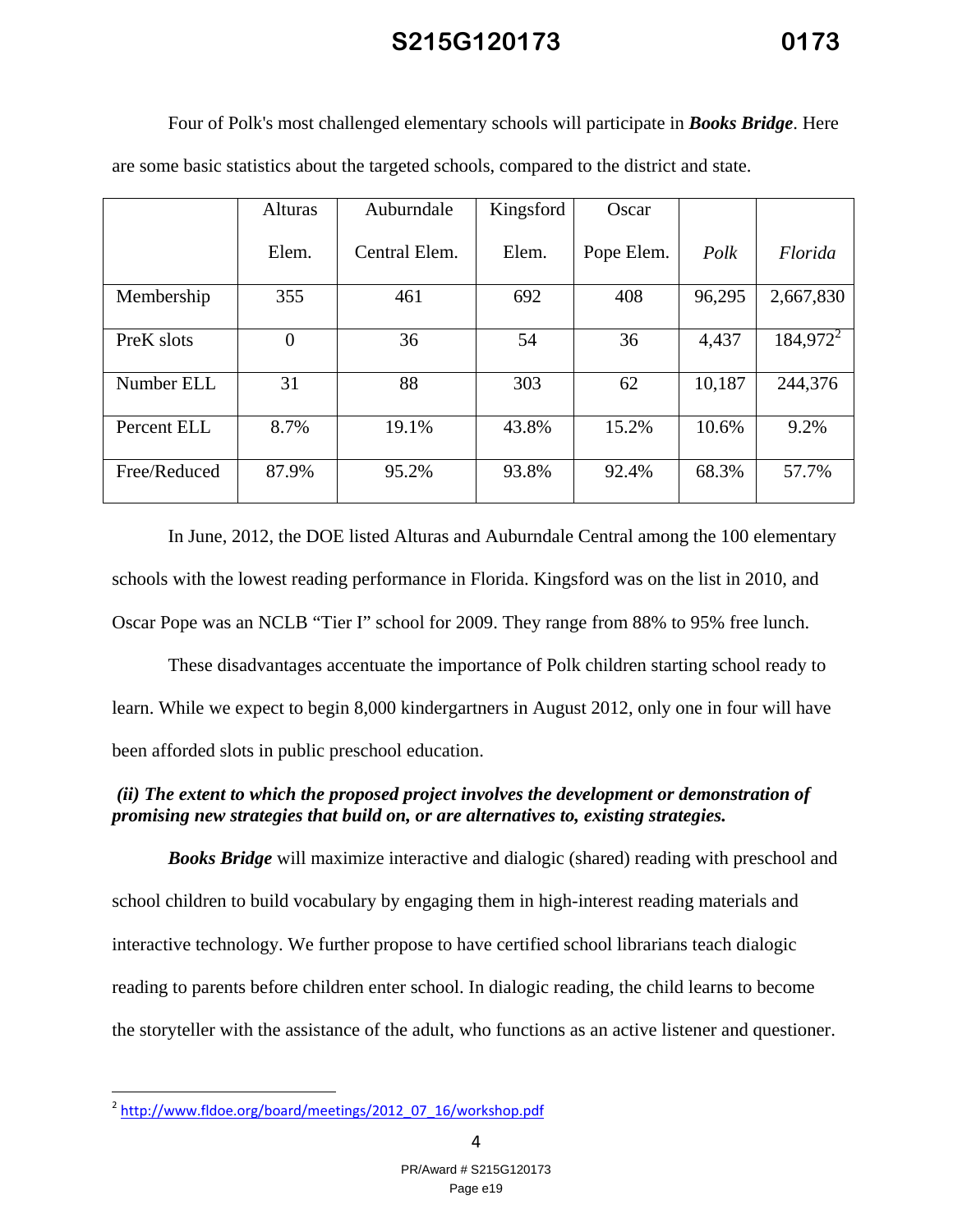Four of Polk's most challenged elementary schools will participate in ***Books Bridge***. Here are some basic statistics about the targeted schools, compared to the district and state.

| | Alturas Elem. | Auburndale Central Elem. | Kingsford Elem. | Oscar Pope Elem. | *Polk* | *Florida* |
|---|---|---|---|---|---|---|
| Membership | 355 | 461 | 692 | 408 | 96,295 | 2,667,830 |
| PreK slots | 0 | 36 | 54 | 36 | 4,437 | 184,972[2] |
| Number ELL | 31 | 88 | 303 | 62 | 10,187 | 244,376 |
| Percent ELL | 8.7% | 19.1% | 43.8% | 15.2% | 10.6% | 9.2% |
| Free/Reduced | 87.9% | 95.2% | 93.8% | 92.4% | 68.3% | 57.7% |

In June, 2012, the DOE listed Alturas and Auburndale Central among the 100 elementary schools with the lowest reading performance in Florida. Kingsford was on the list in 2010, and Oscar Pope was an NCLB "Tier I" school for 2009. They range from 88% to 95% free lunch.

These disadvantages accentuate the importance of Polk children starting school ready to learn. While we expect to begin 8,000 kindergartners in August 2012, only one in four will have been afforded slots in public preschool education.

***(ii) The extent to which the proposed project involves the development or demonstration of promising new strategies that build on, or are alternatives to, existing strategies.***

***Books Bridge*** will maximize interactive and dialogic (shared) reading with preschool and school children to build vocabulary by engaging them in high-interest reading materials and interactive technology. We further propose to have certified school librarians teach dialogic reading to parents before children enter school. In dialogic reading, the child learns to become the storyteller with the assistance of the adult, who functions as an active listener and questioner.

[2] http://www.fldoe.org/board/meetings/2012_07_16/workshop.pdf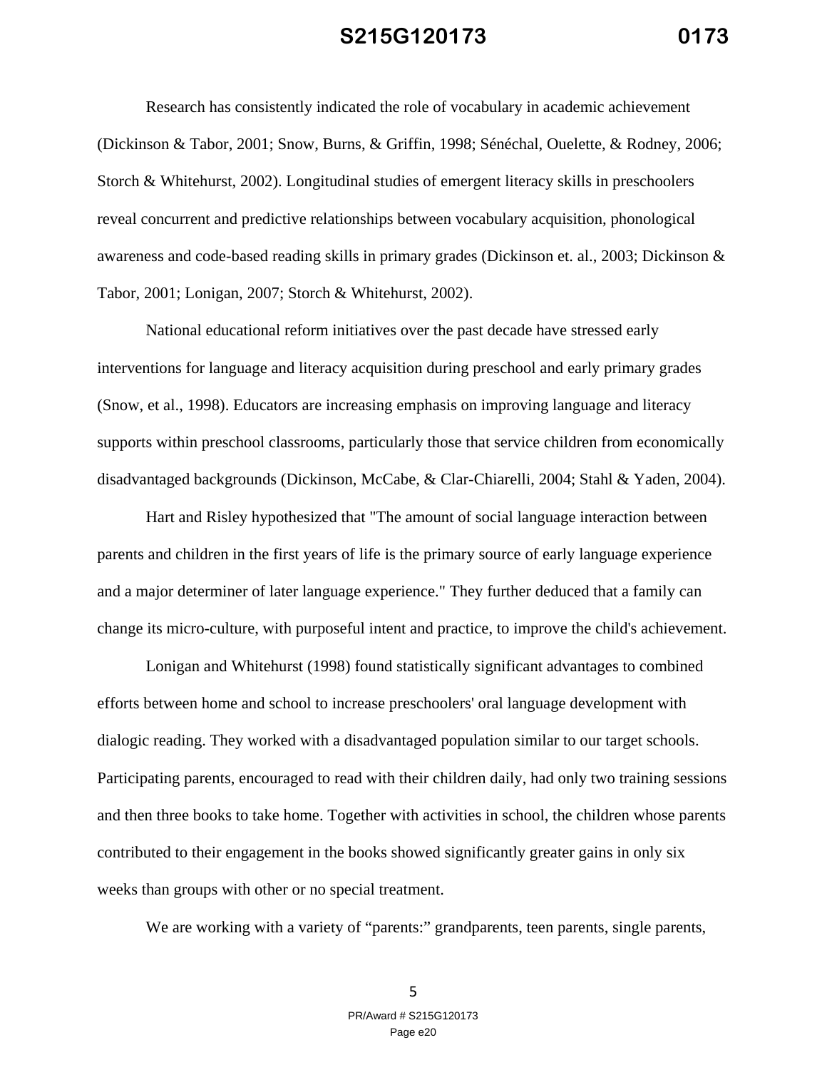Research has consistently indicated the role of vocabulary in academic achievement (Dickinson & Tabor, 2001; Snow, Burns, & Griffin, 1998; Sénéchal, Ouelette, & Rodney, 2006; Storch & Whitehurst, 2002). Longitudinal studies of emergent literacy skills in preschoolers reveal concurrent and predictive relationships between vocabulary acquisition, phonological awareness and code-based reading skills in primary grades (Dickinson et. al., 2003; Dickinson & Tabor, 2001; Lonigan, 2007; Storch & Whitehurst, 2002).

National educational reform initiatives over the past decade have stressed early interventions for language and literacy acquisition during preschool and early primary grades (Snow, et al., 1998). Educators are increasing emphasis on improving language and literacy supports within preschool classrooms, particularly those that service children from economically disadvantaged backgrounds (Dickinson, McCabe, & Clar-Chiarelli, 2004; Stahl & Yaden, 2004).

Hart and Risley hypothesized that "The amount of social language interaction between parents and children in the first years of life is the primary source of early language experience and a major determiner of later language experience." They further deduced that a family can change its micro-culture, with purposeful intent and practice, to improve the child's achievement.

Lonigan and Whitehurst (1998) found statistically significant advantages to combined efforts between home and school to increase preschoolers' oral language development with dialogic reading. They worked with a disadvantaged population similar to our target schools. Participating parents, encouraged to read with their children daily, had only two training sessions and then three books to take home. Together with activities in school, the children whose parents contributed to their engagement in the books showed significantly greater gains in only six weeks than groups with other or no special treatment.

We are working with a variety of "parents:" grandparents, teen parents, single parents,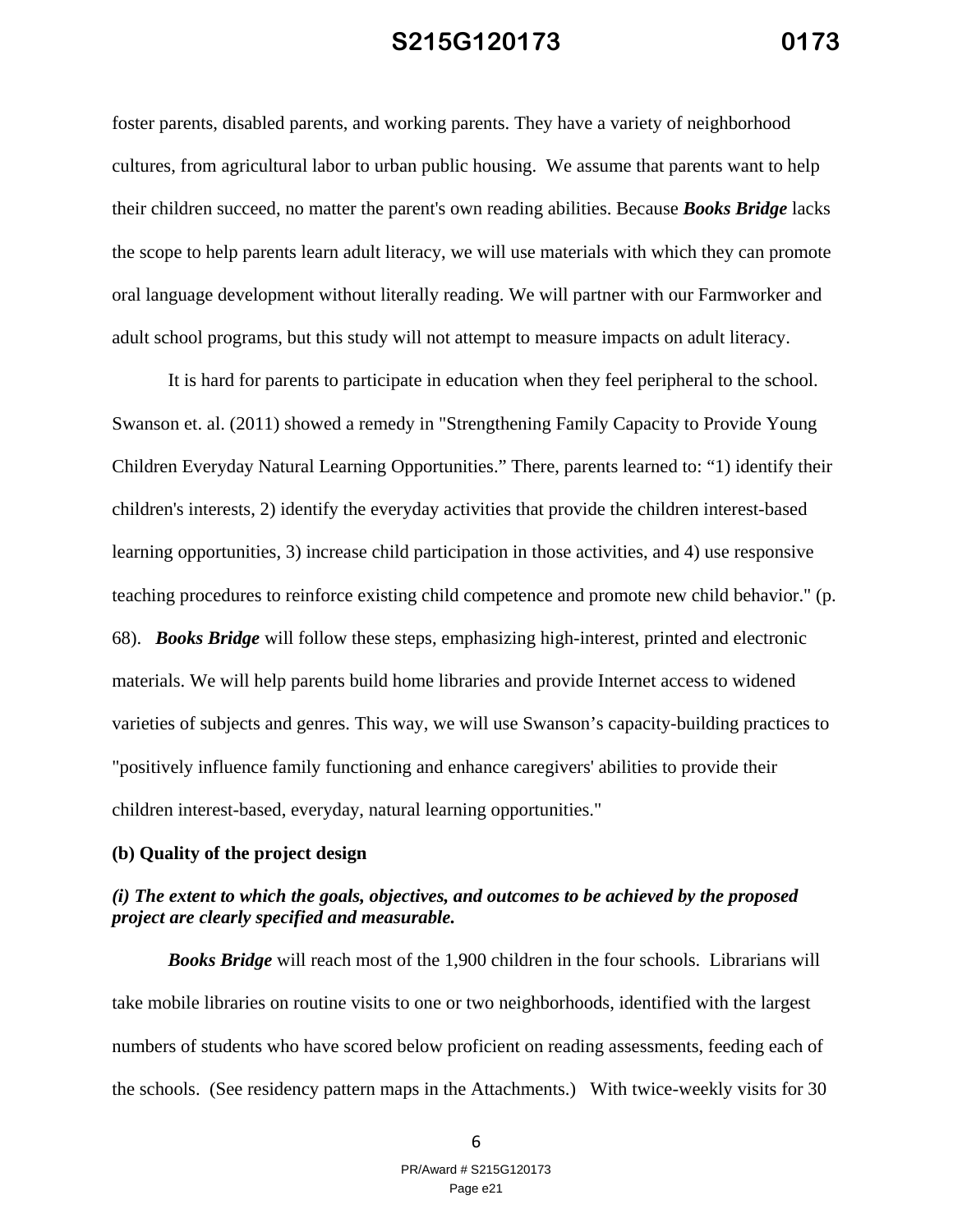foster parents, disabled parents, and working parents. They have a variety of neighborhood cultures, from agricultural labor to urban public housing. We assume that parents want to help their children succeed, no matter the parent's own reading abilities. Because ***Books Bridge*** lacks the scope to help parents learn adult literacy, we will use materials with which they can promote oral language development without literally reading. We will partner with our Farmworker and adult school programs, but this study will not attempt to measure impacts on adult literacy.

It is hard for parents to participate in education when they feel peripheral to the school. Swanson et. al. (2011) showed a remedy in "Strengthening Family Capacity to Provide Young Children Everyday Natural Learning Opportunities." There, parents learned to: "1) identify their children's interests, 2) identify the everyday activities that provide the children interest-based learning opportunities, 3) increase child participation in those activities, and 4) use responsive teaching procedures to reinforce existing child competence and promote new child behavior." (p. 68). ***Books Bridge*** will follow these steps, emphasizing high-interest, printed and electronic materials. We will help parents build home libraries and provide Internet access to widened varieties of subjects and genres. This way, we will use Swanson's capacity-building practices to "positively influence family functioning and enhance caregivers' abilities to provide their children interest-based, everyday, natural learning opportunities."

**(b) Quality of the project design**

***(i) The extent to which the goals, objectives, and outcomes to be achieved by the proposed project are clearly specified and measurable.***

***Books Bridge*** will reach most of the 1,900 children in the four schools. Librarians will take mobile libraries on routine visits to one or two neighborhoods, identified with the largest numbers of students who have scored below proficient on reading assessments, feeding each of the schools. (See residency pattern maps in the Attachments.) With twice-weekly visits for 30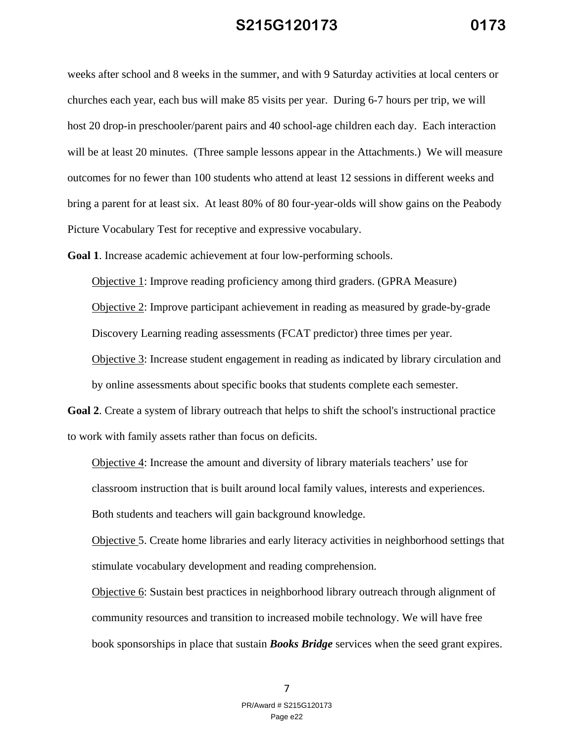weeks after school and 8 weeks in the summer, and with 9 Saturday activities at local centers or churches each year, each bus will make 85 visits per year. During 6-7 hours per trip, we will host 20 drop-in preschooler/parent pairs and 40 school-age children each day. Each interaction will be at least 20 minutes. (Three sample lessons appear in the Attachments.) We will measure outcomes for no fewer than 100 students who attend at least 12 sessions in different weeks and bring a parent for at least six. At least 80% of 80 four-year-olds will show gains on the Peabody Picture Vocabulary Test for receptive and expressive vocabulary.

**Goal 1**. Increase academic achievement at four low-performing schools.

Objective 1: Improve reading proficiency among third graders. (GPRA Measure)

Objective 2: Improve participant achievement in reading as measured by grade-by-grade Discovery Learning reading assessments (FCAT predictor) three times per year.

Objective 3: Increase student engagement in reading as indicated by library circulation and by online assessments about specific books that students complete each semester.

**Goal 2**. Create a system of library outreach that helps to shift the school's instructional practice to work with family assets rather than focus on deficits.

Objective 4: Increase the amount and diversity of library materials teachers' use for classroom instruction that is built around local family values, interests and experiences. Both students and teachers will gain background knowledge.

Objective 5. Create home libraries and early literacy activities in neighborhood settings that stimulate vocabulary development and reading comprehension.

Objective 6: Sustain best practices in neighborhood library outreach through alignment of community resources and transition to increased mobile technology. We will have free book sponsorships in place that sustain ***Books Bridge*** services when the seed grant expires.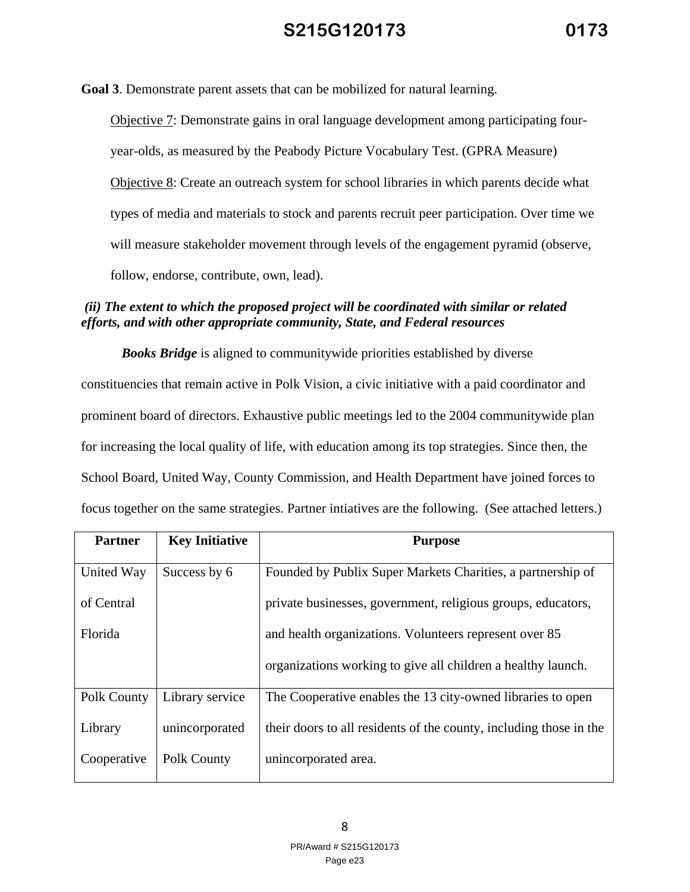**Goal 3**. Demonstrate parent assets that can be mobilized for natural learning.

Objective 7: Demonstrate gains in oral language development among participating four-year-olds, as measured by the Peabody Picture Vocabulary Test. (GPRA Measure)

Objective 8: Create an outreach system for school libraries in which parents decide what types of media and materials to stock and parents recruit peer participation. Over time we will measure stakeholder movement through levels of the engagement pyramid (observe, follow, endorse, contribute, own, lead).

***(ii) The extent to which the proposed project will be coordinated with similar or related efforts, and with other appropriate community, State, and Federal resources***

***Books Bridge*** is aligned to communitywide priorities established by diverse constituencies that remain active in Polk Vision, a civic initiative with a paid coordinator and prominent board of directors. Exhaustive public meetings led to the 2004 communitywide plan for increasing the local quality of life, with education among its top strategies. Since then, the School Board, United Way, County Commission, and Health Department have joined forces to focus together on the same strategies. Partner intiatives are the following. (See attached letters.)

| Partner | Key Initiative | Purpose |
|---|---|---|
| United Way of Central Florida | Success by 6 | Founded by Publix Super Markets Charities, a partnership of private businesses, government, religious groups, educators, and health organizations. Volunteers represent over 85 organizations working to give all children a healthy launch. |
| Polk County Library Cooperative | Library service unincorporated Polk County | The Cooperative enables the 13 city-owned libraries to open their doors to all residents of the county, including those in the unincorporated area. |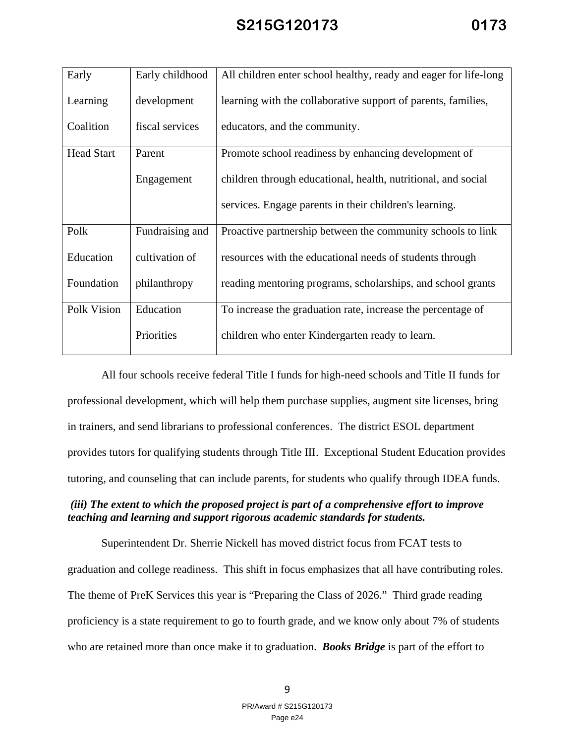| Early Learning Coalition | Early childhood development fiscal services | All children enter school healthy, ready and eager for life-long learning with the collaborative support of parents, families, educators, and the community. |
|---|---|---|
| Head Start | Parent Engagement | Promote school readiness by enhancing development of children through educational, health, nutritional, and social services. Engage parents in their children's learning. |
| Polk Education Foundation | Fundraising and cultivation of philanthropy | Proactive partnership between the community schools to link resources with the educational needs of students through reading mentoring programs, scholarships, and school grants |
| Polk Vision | Education Priorities | To increase the graduation rate, increase the percentage of children who enter Kindergarten ready to learn. |

All four schools receive federal Title I funds for high-need schools and Title II funds for professional development, which will help them purchase supplies, augment site licenses, bring in trainers, and send librarians to professional conferences. The district ESOL department provides tutors for qualifying students through Title III. Exceptional Student Education provides tutoring, and counseling that can include parents, for students who qualify through IDEA funds.

***(iii) The extent to which the proposed project is part of a comprehensive effort to improve teaching and learning and support rigorous academic standards for students.***

Superintendent Dr. Sherrie Nickell has moved district focus from FCAT tests to graduation and college readiness. This shift in focus emphasizes that all have contributing roles. The theme of PreK Services this year is "Preparing the Class of 2026." Third grade reading proficiency is a state requirement to go to fourth grade, and we know only about 7% of students who are retained more than once make it to graduation. ***Books Bridge*** is part of the effort to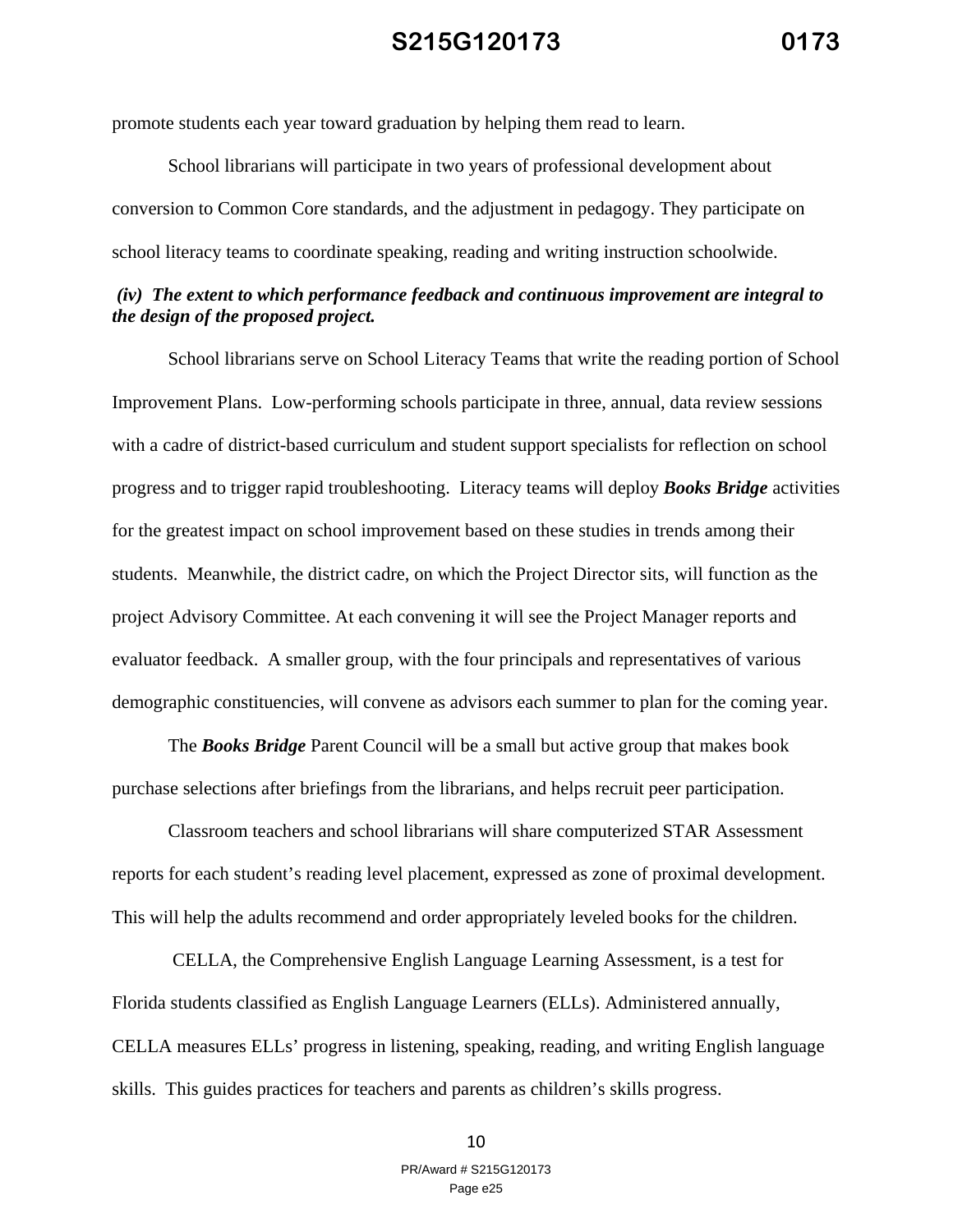promote students each year toward graduation by helping them read to learn.

School librarians will participate in two years of professional development about conversion to Common Core standards, and the adjustment in pedagogy. They participate on school literacy teams to coordinate speaking, reading and writing instruction schoolwide.

***(iv) The extent to which performance feedback and continuous improvement are integral to the design of the proposed project.***

School librarians serve on School Literacy Teams that write the reading portion of School Improvement Plans. Low-performing schools participate in three, annual, data review sessions with a cadre of district-based curriculum and student support specialists for reflection on school progress and to trigger rapid troubleshooting. Literacy teams will deploy ***Books Bridge*** activities for the greatest impact on school improvement based on these studies in trends among their students. Meanwhile, the district cadre, on which the Project Director sits, will function as the project Advisory Committee. At each convening it will see the Project Manager reports and evaluator feedback. A smaller group, with the four principals and representatives of various demographic constituencies, will convene as advisors each summer to plan for the coming year.

The ***Books Bridge*** Parent Council will be a small but active group that makes book purchase selections after briefings from the librarians, and helps recruit peer participation.

Classroom teachers and school librarians will share computerized STAR Assessment reports for each student's reading level placement, expressed as zone of proximal development. This will help the adults recommend and order appropriately leveled books for the children.

CELLA, the Comprehensive English Language Learning Assessment, is a test for Florida students classified as English Language Learners (ELLs). Administered annually, CELLA measures ELLs' progress in listening, speaking, reading, and writing English language skills. This guides practices for teachers and parents as children's skills progress.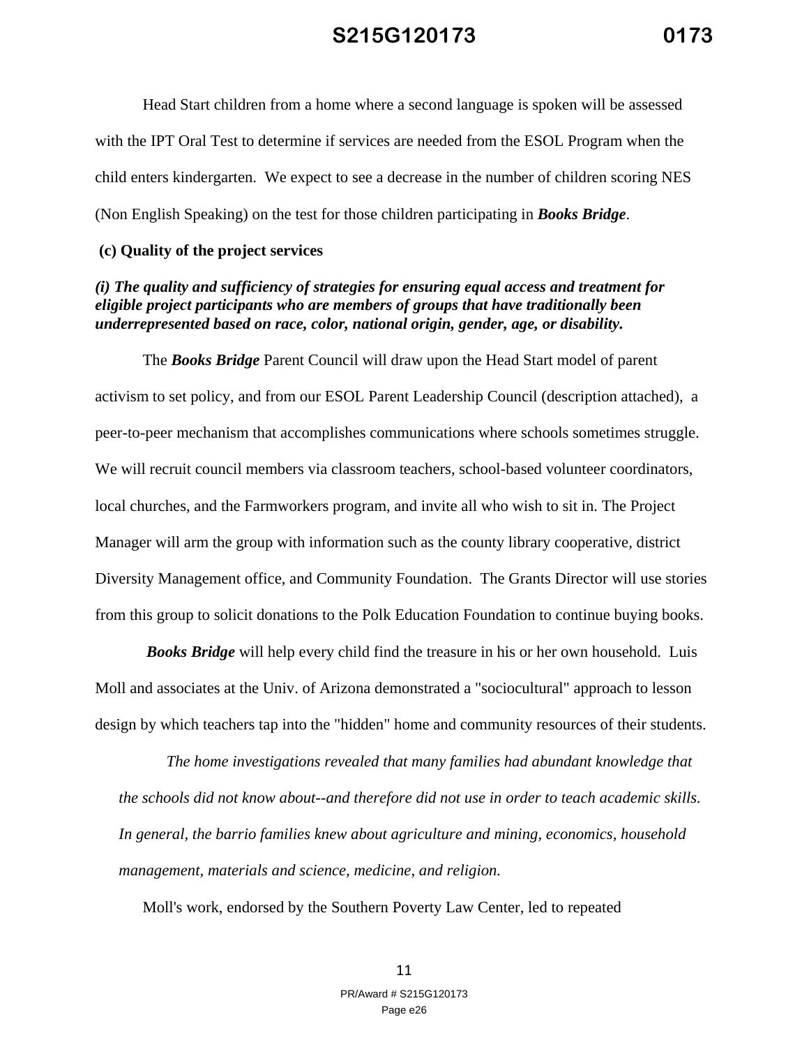Head Start children from a home where a second language is spoken will be assessed with the IPT Oral Test to determine if services are needed from the ESOL Program when the child enters kindergarten. We expect to see a decrease in the number of children scoring NES (Non English Speaking) on the test for those children participating in ***Books Bridge***.

**(c) Quality of the project services**

***(i) The quality and sufficiency of strategies for ensuring equal access and treatment for eligible project participants who are members of groups that have traditionally been underrepresented based on race, color, national origin, gender, age, or disability.***

The ***Books Bridge*** Parent Council will draw upon the Head Start model of parent activism to set policy, and from our ESOL Parent Leadership Council (description attached), a peer-to-peer mechanism that accomplishes communications where schools sometimes struggle. We will recruit council members via classroom teachers, school-based volunteer coordinators, local churches, and the Farmworkers program, and invite all who wish to sit in. The Project Manager will arm the group with information such as the county library cooperative, district Diversity Management office, and Community Foundation. The Grants Director will use stories from this group to solicit donations to the Polk Education Foundation to continue buying books.

***Books Bridge*** will help every child find the treasure in his or her own household. Luis Moll and associates at the Univ. of Arizona demonstrated a "sociocultural" approach to lesson design by which teachers tap into the "hidden" home and community resources of their students.

> *The home investigations revealed that many families had abundant knowledge that the schools did not know about--and therefore did not use in order to teach academic skills. In general, the barrio families knew about agriculture and mining, economics, household management, materials and science, medicine, and religion.*

Moll's work, endorsed by the Southern Poverty Law Center, led to repeated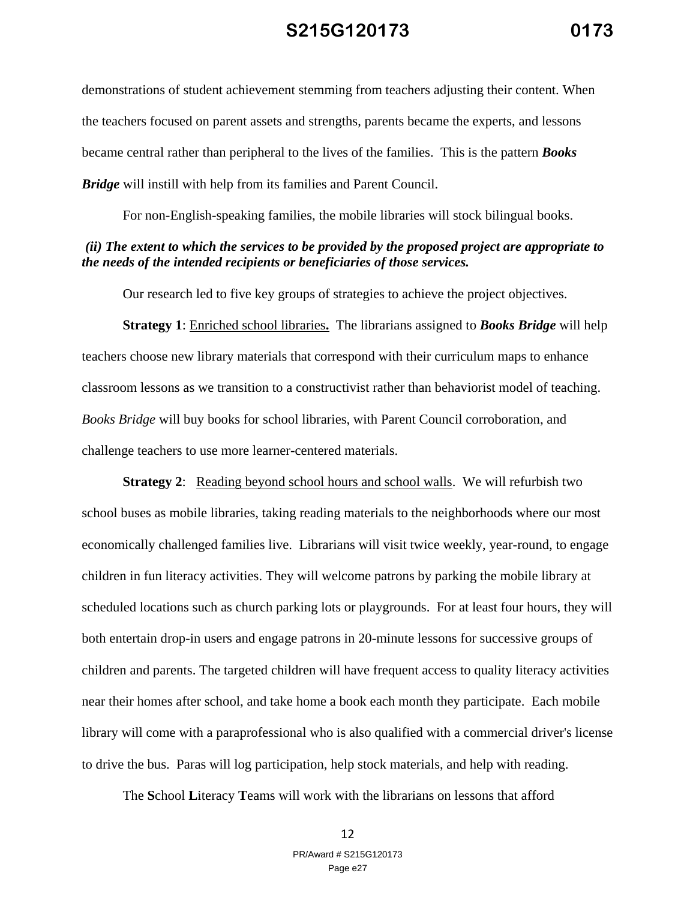demonstrations of student achievement stemming from teachers adjusting their content. When the teachers focused on parent assets and strengths, parents became the experts, and lessons became central rather than peripheral to the lives of the families. This is the pattern ***Books Bridge*** will instill with help from its families and Parent Council.

For non-English-speaking families, the mobile libraries will stock bilingual books.

***(ii) The extent to which the services to be provided by the proposed project are appropriate to the needs of the intended recipients or beneficiaries of those services.***

Our research led to five key groups of strategies to achieve the project objectives.

**Strategy 1**: <u>Enriched school libraries</u>**.** The librarians assigned to ***Books Bridge*** will help teachers choose new library materials that correspond with their curriculum maps to enhance classroom lessons as we transition to a constructivist rather than behaviorist model of teaching. *Books Bridge* will buy books for school libraries, with Parent Council corroboration, and challenge teachers to use more learner-centered materials.

**Strategy 2**: <u>Reading beyond school hours and school walls</u>. We will refurbish two school buses as mobile libraries, taking reading materials to the neighborhoods where our most economically challenged families live. Librarians will visit twice weekly, year-round, to engage children in fun literacy activities. They will welcome patrons by parking the mobile library at scheduled locations such as church parking lots or playgrounds. For at least four hours, they will both entertain drop-in users and engage patrons in 20-minute lessons for successive groups of children and parents. The targeted children will have frequent access to quality literacy activities near their homes after school, and take home a book each month they participate. Each mobile library will come with a paraprofessional who is also qualified with a commercial driver's license to drive the bus. Paras will log participation, help stock materials, and help with reading.

The **S**chool **L**iteracy **T**eams will work with the librarians on lessons that afford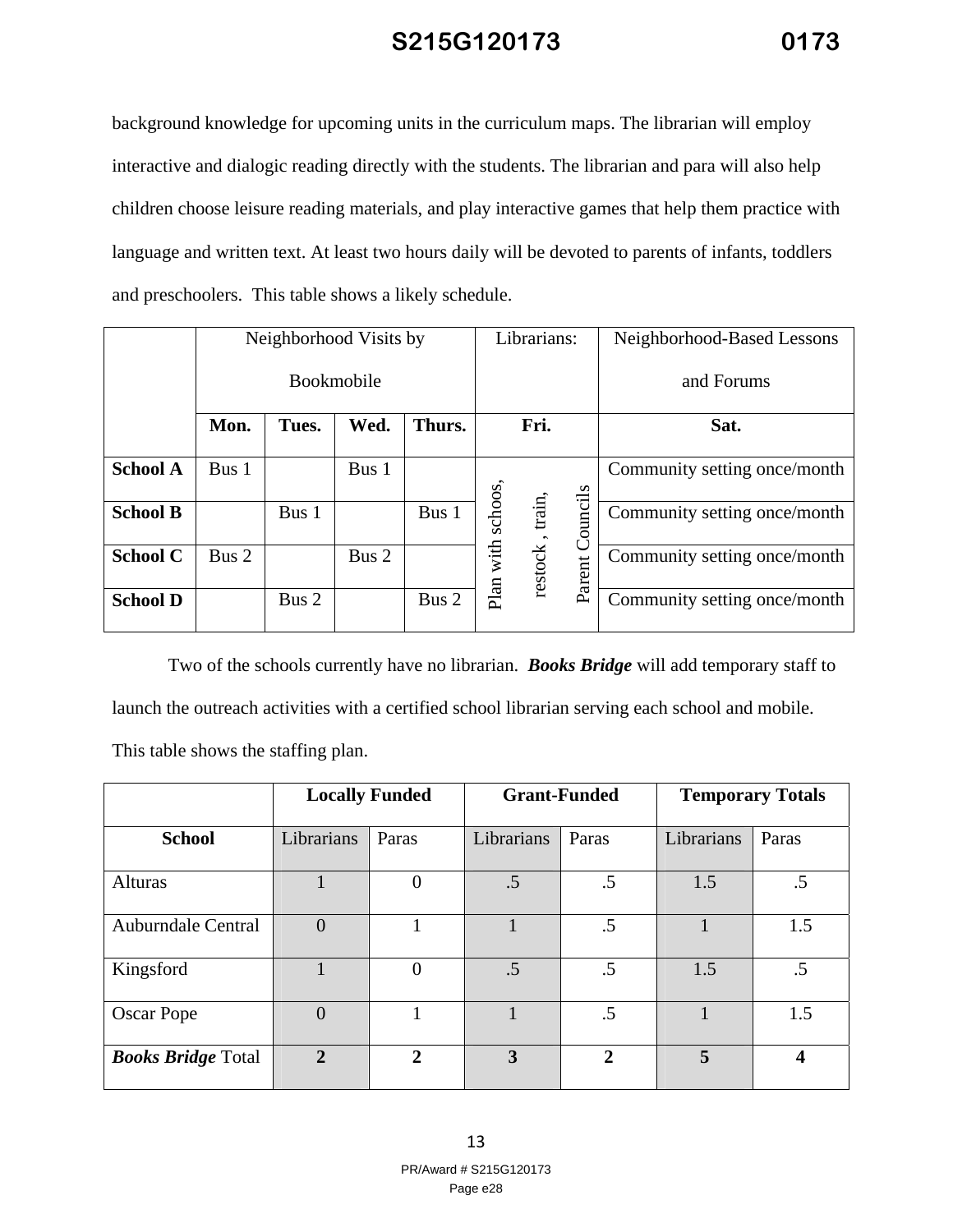background knowledge for upcoming units in the curriculum maps. The librarian will employ interactive and dialogic reading directly with the students. The librarian and para will also help children choose leisure reading materials, and play interactive games that help them practice with language and written text. At least two hours daily will be devoted to parents of infants, toddlers and preschoolers. This table shows a likely schedule.

| | Neighborhood Visits by Bookmobile | | | | Librarians: | Neighborhood-Based Lessons and Forums |
|---|---|---|---|---|---|---|
| | **Mon.** | **Tues.** | **Wed.** | **Thurs.** | **Fri.** | **Sat.** |
| **School A** | Bus 1 | | Bus 1 | | Plan with schoos, restock , train, Parent Councils | Community setting once/month |
| **School B** | | Bus 1 | | Bus 1 | | Community setting once/month |
| **School C** | Bus 2 | | Bus 2 | | | Community setting once/month |
| **School D** | | Bus 2 | | Bus 2 | | Community setting once/month |

Two of the schools currently have no librarian. ***Books Bridge*** will add temporary staff to launch the outreach activities with a certified school librarian serving each school and mobile. This table shows the staffing plan.

| | **Locally Funded** | | **Grant-Funded** | | **Temporary Totals** | |
|---|---|---|---|---|---|---|
| **School** | Librarians | Paras | Librarians | Paras | Librarians | Paras |
| Alturas | 1 | 0 | .5 | .5 | 1.5 | .5 |
| Auburndale Central | 0 | 1 | 1 | .5 | 1 | 1.5 |
| Kingsford | 1 | 0 | .5 | .5 | 1.5 | .5 |
| Oscar Pope | 0 | 1 | 1 | .5 | 1 | 1.5 |
| ***Books Bridge*** Total | **2** | **2** | **3** | **2** | **5** | **4** |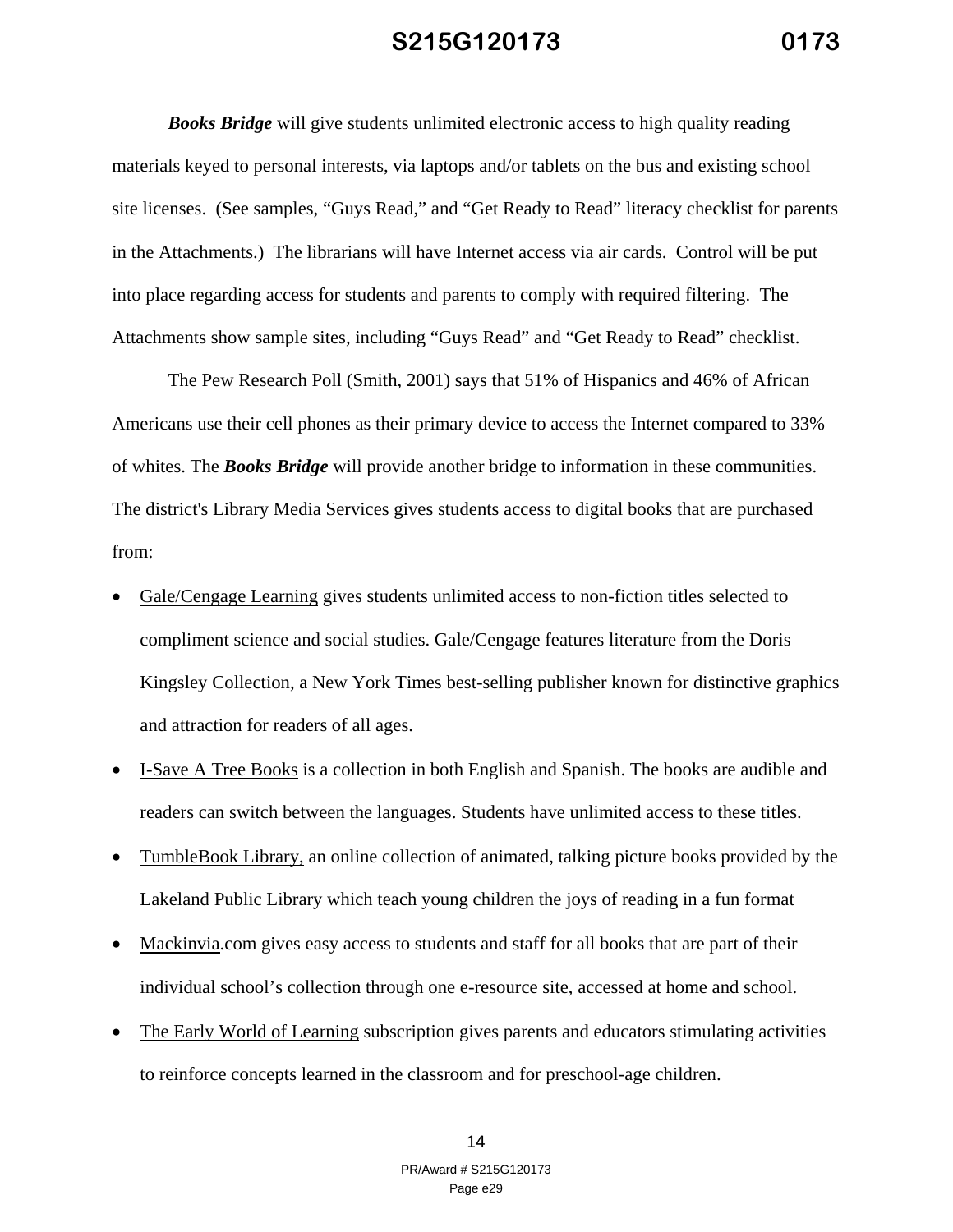***Books Bridge*** will give students unlimited electronic access to high quality reading materials keyed to personal interests, via laptops and/or tablets on the bus and existing school site licenses. (See samples, "Guys Read," and "Get Ready to Read" literacy checklist for parents in the Attachments.) The librarians will have Internet access via air cards. Control will be put into place regarding access for students and parents to comply with required filtering. The Attachments show sample sites, including "Guys Read" and "Get Ready to Read" checklist.

The Pew Research Poll (Smith, 2001) says that 51% of Hispanics and 46% of African Americans use their cell phones as their primary device to access the Internet compared to 33% of whites. The ***Books Bridge*** will provide another bridge to information in these communities. The district's Library Media Services gives students access to digital books that are purchased from:

- Gale/Cengage Learning gives students unlimited access to non-fiction titles selected to compliment science and social studies. Gale/Cengage features literature from the Doris Kingsley Collection, a New York Times best-selling publisher known for distinctive graphics and attraction for readers of all ages.
- I-Save A Tree Books is a collection in both English and Spanish. The books are audible and readers can switch between the languages. Students have unlimited access to these titles.
- TumbleBook Library, an online collection of animated, talking picture books provided by the Lakeland Public Library which teach young children the joys of reading in a fun format
- Mackinvia.com gives easy access to students and staff for all books that are part of their individual school's collection through one e-resource site, accessed at home and school.
- The Early World of Learning subscription gives parents and educators stimulating activities to reinforce concepts learned in the classroom and for preschool-age children.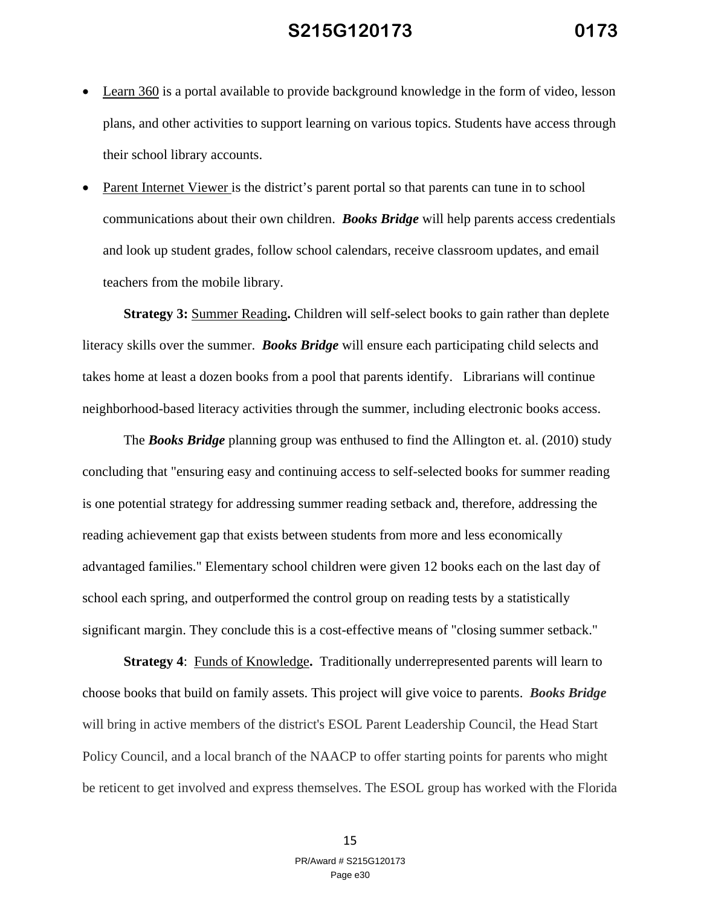- Learn 360 is a portal available to provide background knowledge in the form of video, lesson plans, and other activities to support learning on various topics. Students have access through their school library accounts.
- Parent Internet Viewer is the district's parent portal so that parents can tune in to school communications about their own children. ***Books Bridge*** will help parents access credentials and look up student grades, follow school calendars, receive classroom updates, and email teachers from the mobile library.

**Strategy 3:** Summer Reading**.** Children will self-select books to gain rather than deplete literacy skills over the summer. ***Books Bridge*** will ensure each participating child selects and takes home at least a dozen books from a pool that parents identify. Librarians will continue neighborhood-based literacy activities through the summer, including electronic books access.

The ***Books Bridge*** planning group was enthused to find the Allington et. al. (2010) study concluding that "ensuring easy and continuing access to self-selected books for summer reading is one potential strategy for addressing summer reading setback and, therefore, addressing the reading achievement gap that exists between students from more and less economically advantaged families." Elementary school children were given 12 books each on the last day of school each spring, and outperformed the control group on reading tests by a statistically significant margin. They conclude this is a cost-effective means of "closing summer setback."

**Strategy 4**: Funds of Knowledge**.** Traditionally underrepresented parents will learn to choose books that build on family assets. This project will give voice to parents. ***Books Bridge*** will bring in active members of the district's ESOL Parent Leadership Council, the Head Start Policy Council, and a local branch of the NAACP to offer starting points for parents who might be reticent to get involved and express themselves. The ESOL group has worked with the Florida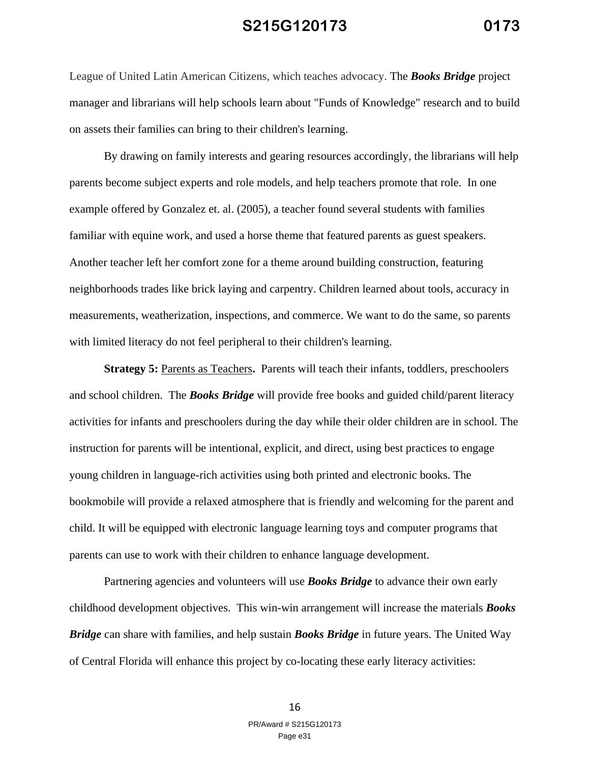League of United Latin American Citizens, which teaches advocacy. The ***Books Bridge*** project manager and librarians will help schools learn about "Funds of Knowledge" research and to build on assets their families can bring to their children's learning.

By drawing on family interests and gearing resources accordingly, the librarians will help parents become subject experts and role models, and help teachers promote that role. In one example offered by Gonzalez et. al. (2005), a teacher found several students with families familiar with equine work, and used a horse theme that featured parents as guest speakers. Another teacher left her comfort zone for a theme around building construction, featuring neighborhoods trades like brick laying and carpentry. Children learned about tools, accuracy in measurements, weatherization, inspections, and commerce. We want to do the same, so parents with limited literacy do not feel peripheral to their children's learning.

**Strategy 5:** Parents as Teachers**.** Parents will teach their infants, toddlers, preschoolers and school children. The ***Books Bridge*** will provide free books and guided child/parent literacy activities for infants and preschoolers during the day while their older children are in school. The instruction for parents will be intentional, explicit, and direct, using best practices to engage young children in language-rich activities using both printed and electronic books. The bookmobile will provide a relaxed atmosphere that is friendly and welcoming for the parent and child. It will be equipped with electronic language learning toys and computer programs that parents can use to work with their children to enhance language development.

Partnering agencies and volunteers will use ***Books Bridge*** to advance their own early childhood development objectives. This win-win arrangement will increase the materials ***Books Bridge*** can share with families, and help sustain ***Books Bridge*** in future years. The United Way of Central Florida will enhance this project by co-locating these early literacy activities: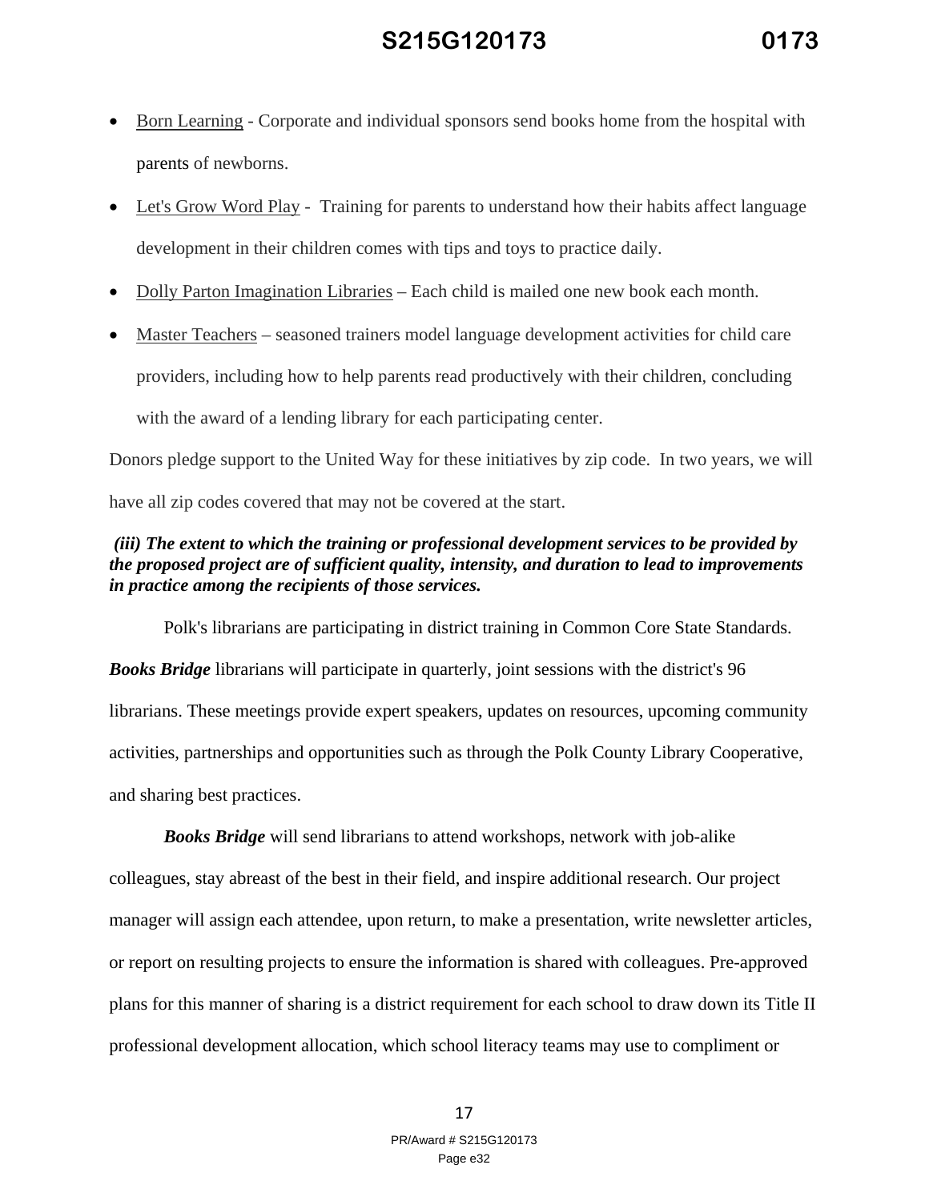- Born Learning - Corporate and individual sponsors send books home from the hospital with parents of newborns.
- Let's Grow Word Play - Training for parents to understand how their habits affect language development in their children comes with tips and toys to practice daily.
- Dolly Parton Imagination Libraries – Each child is mailed one new book each month.
- Master Teachers – seasoned trainers model language development activities for child care providers, including how to help parents read productively with their children, concluding with the award of a lending library for each participating center.

Donors pledge support to the United Way for these initiatives by zip code. In two years, we will have all zip codes covered that may not be covered at the start.

***(iii) The extent to which the training or professional development services to be provided by the proposed project are of sufficient quality, intensity, and duration to lead to improvements in practice among the recipients of those services.***

Polk's librarians are participating in district training in Common Core State Standards. ***Books Bridge*** librarians will participate in quarterly, joint sessions with the district's 96 librarians. These meetings provide expert speakers, updates on resources, upcoming community activities, partnerships and opportunities such as through the Polk County Library Cooperative, and sharing best practices.

***Books Bridge*** will send librarians to attend workshops, network with job-alike colleagues, stay abreast of the best in their field, and inspire additional research. Our project manager will assign each attendee, upon return, to make a presentation, write newsletter articles, or report on resulting projects to ensure the information is shared with colleagues. Pre-approved plans for this manner of sharing is a district requirement for each school to draw down its Title II professional development allocation, which school literacy teams may use to compliment or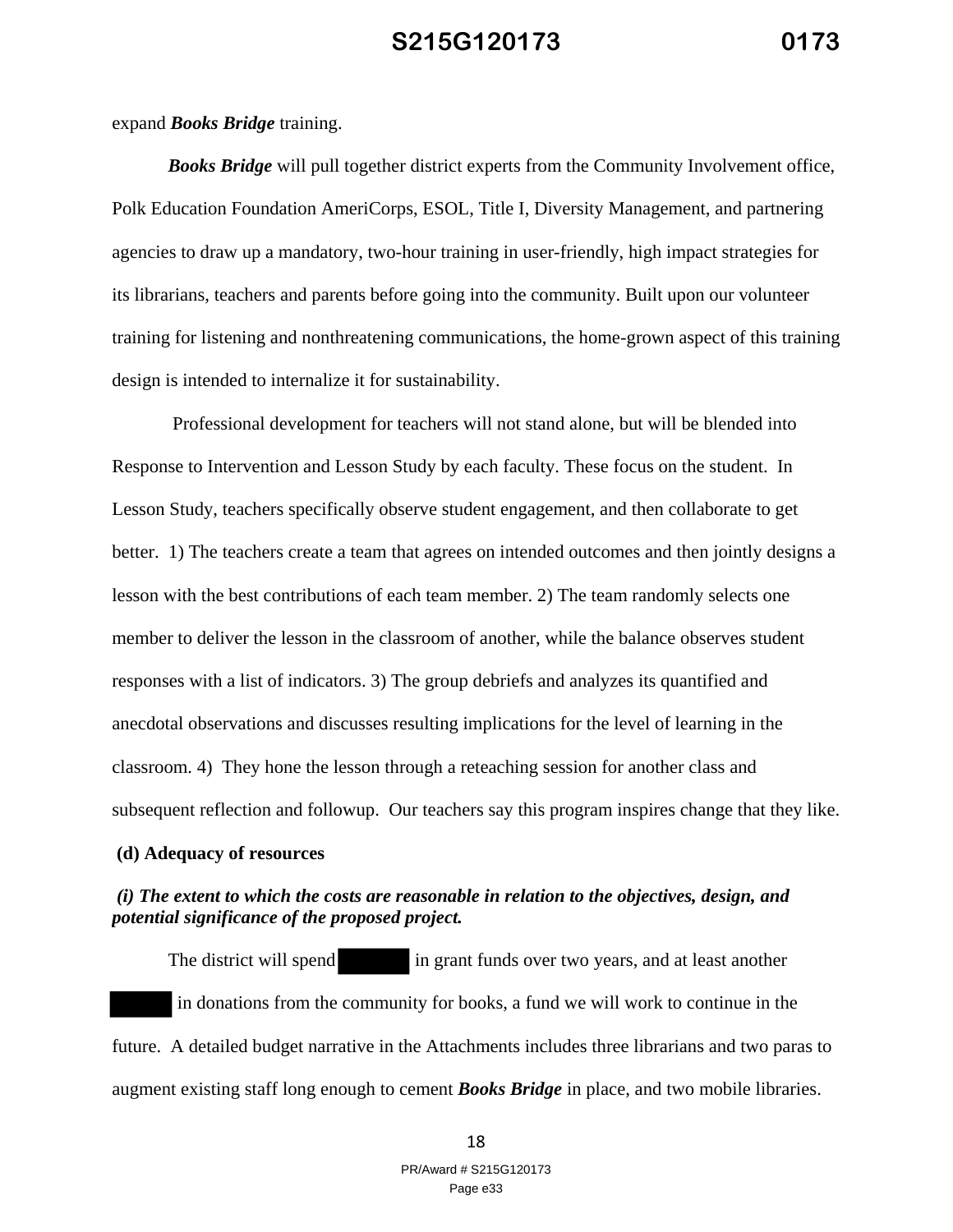expand ***Books Bridge*** training.

***Books Bridge*** will pull together district experts from the Community Involvement office, Polk Education Foundation AmeriCorps, ESOL, Title I, Diversity Management, and partnering agencies to draw up a mandatory, two-hour training in user-friendly, high impact strategies for its librarians, teachers and parents before going into the community. Built upon our volunteer training for listening and nonthreatening communications, the home-grown aspect of this training design is intended to internalize it for sustainability.

Professional development for teachers will not stand alone, but will be blended into Response to Intervention and Lesson Study by each faculty. These focus on the student. In Lesson Study, teachers specifically observe student engagement, and then collaborate to get better. 1) The teachers create a team that agrees on intended outcomes and then jointly designs a lesson with the best contributions of each team member. 2) The team randomly selects one member to deliver the lesson in the classroom of another, while the balance observes student responses with a list of indicators. 3) The group debriefs and analyzes its quantified and anecdotal observations and discusses resulting implications for the level of learning in the classroom. 4) They hone the lesson through a reteaching session for another class and subsequent reflection and followup. Our teachers say this program inspires change that they like.

**(d) Adequacy of resources**

***(i) The extent to which the costs are reasonable in relation to the objectives, design, and potential significance of the proposed project.***

The district will spend [redacted] in grant funds over two years, and at least another [redacted] in donations from the community for books, a fund we will work to continue in the future. A detailed budget narrative in the Attachments includes three librarians and two paras to augment existing staff long enough to cement ***Books Bridge*** in place, and two mobile libraries.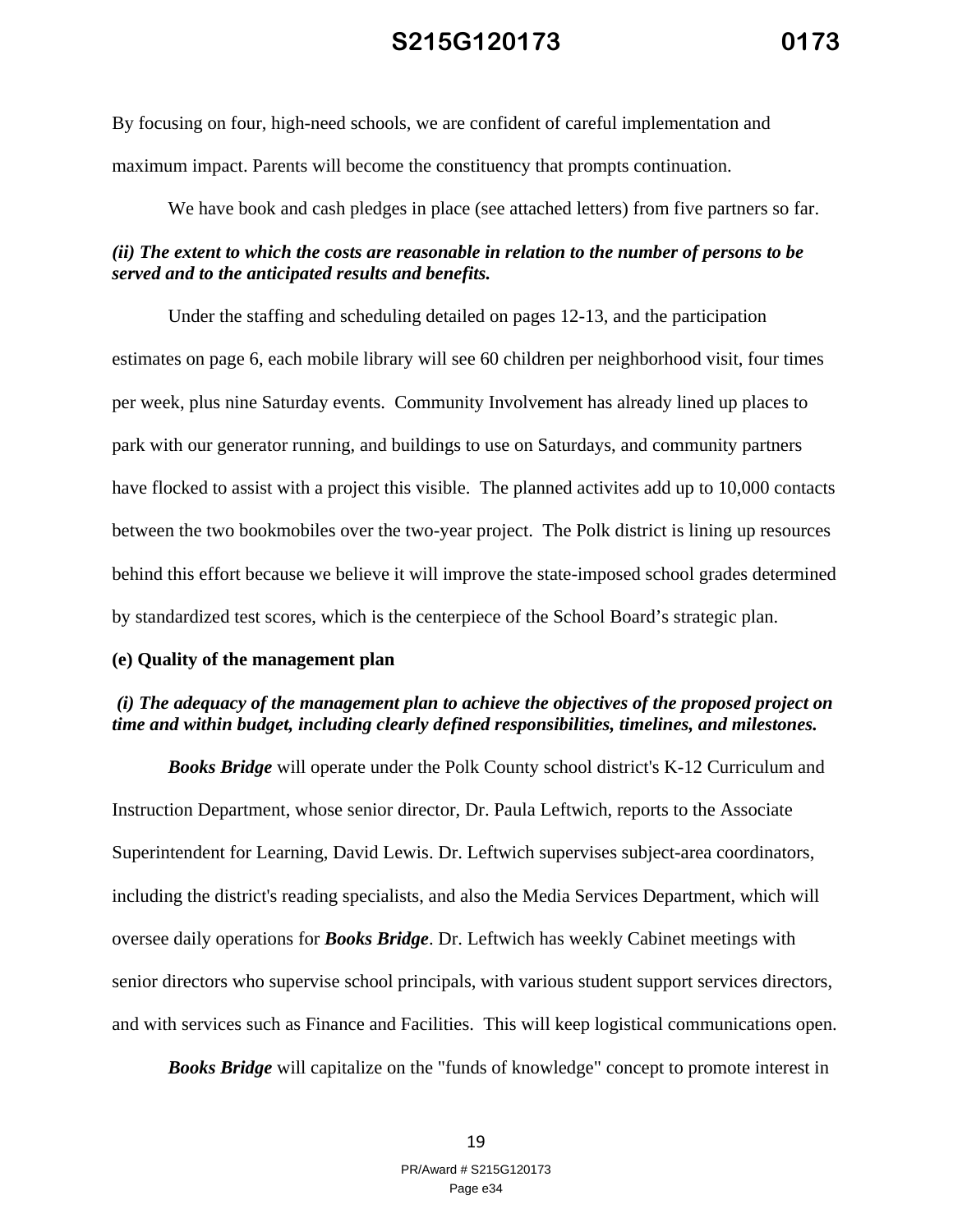By focusing on four, high-need schools, we are confident of careful implementation and maximum impact. Parents will become the constituency that prompts continuation.

We have book and cash pledges in place (see attached letters) from five partners so far.

***(ii) The extent to which the costs are reasonable in relation to the number of persons to be served and to the anticipated results and benefits.***

Under the staffing and scheduling detailed on pages 12-13, and the participation estimates on page 6, each mobile library will see 60 children per neighborhood visit, four times per week, plus nine Saturday events. Community Involvement has already lined up places to park with our generator running, and buildings to use on Saturdays, and community partners have flocked to assist with a project this visible. The planned activites add up to 10,000 contacts between the two bookmobiles over the two-year project. The Polk district is lining up resources behind this effort because we believe it will improve the state-imposed school grades determined by standardized test scores, which is the centerpiece of the School Board's strategic plan.

**(e) Quality of the management plan**

***(i) The adequacy of the management plan to achieve the objectives of the proposed project on time and within budget, including clearly defined responsibilities, timelines, and milestones.***

***Books Bridge*** will operate under the Polk County school district's K-12 Curriculum and Instruction Department, whose senior director, Dr. Paula Leftwich, reports to the Associate Superintendent for Learning, David Lewis. Dr. Leftwich supervises subject-area coordinators, including the district's reading specialists, and also the Media Services Department, which will oversee daily operations for ***Books Bridge***. Dr. Leftwich has weekly Cabinet meetings with senior directors who supervise school principals, with various student support services directors, and with services such as Finance and Facilities. This will keep logistical communications open.

***Books Bridge*** will capitalize on the "funds of knowledge" concept to promote interest in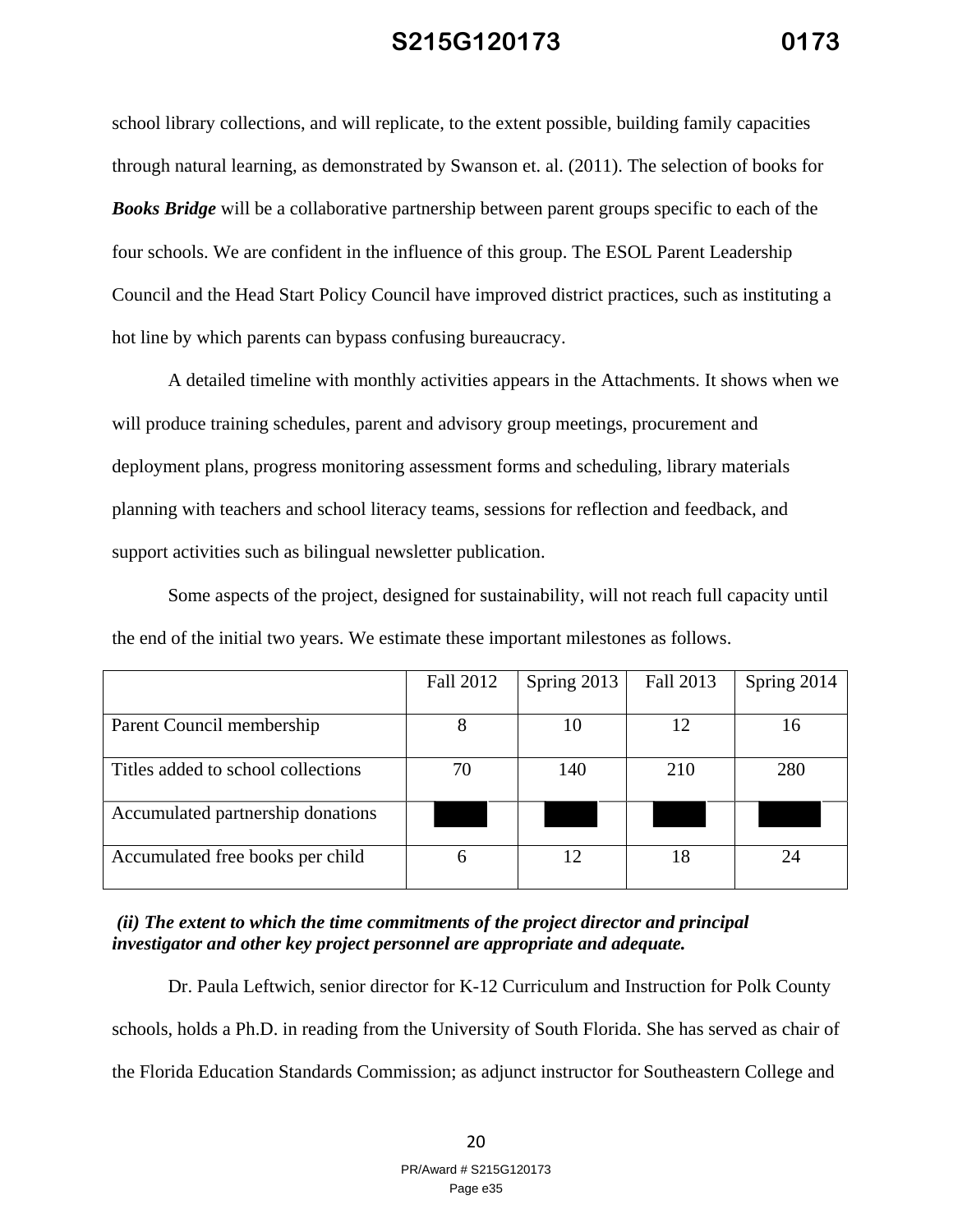school library collections, and will replicate, to the extent possible, building family capacities through natural learning, as demonstrated by Swanson et. al. (2011). The selection of books for ***Books Bridge*** will be a collaborative partnership between parent groups specific to each of the four schools. We are confident in the influence of this group. The ESOL Parent Leadership Council and the Head Start Policy Council have improved district practices, such as instituting a hot line by which parents can bypass confusing bureaucracy.

A detailed timeline with monthly activities appears in the Attachments. It shows when we will produce training schedules, parent and advisory group meetings, procurement and deployment plans, progress monitoring assessment forms and scheduling, library materials planning with teachers and school literacy teams, sessions for reflection and feedback, and support activities such as bilingual newsletter publication.

Some aspects of the project, designed for sustainability, will not reach full capacity until the end of the initial two years. We estimate these important milestones as follows.

| | Fall 2012 | Spring 2013 | Fall 2013 | Spring 2014 |
|---|---|---|---|---|
| Parent Council membership | 8 | 10 | 12 | 16 |
| Titles added to school collections | 70 | 140 | 210 | 280 |
| Accumulated partnership donations | | | | |
| Accumulated free books per child | 6 | 12 | 18 | 24 |

***(ii) The extent to which the time commitments of the project director and principal investigator and other key project personnel are appropriate and adequate.***

Dr. Paula Leftwich, senior director for K-12 Curriculum and Instruction for Polk County schools, holds a Ph.D. in reading from the University of South Florida. She has served as chair of the Florida Education Standards Commission; as adjunct instructor for Southeastern College and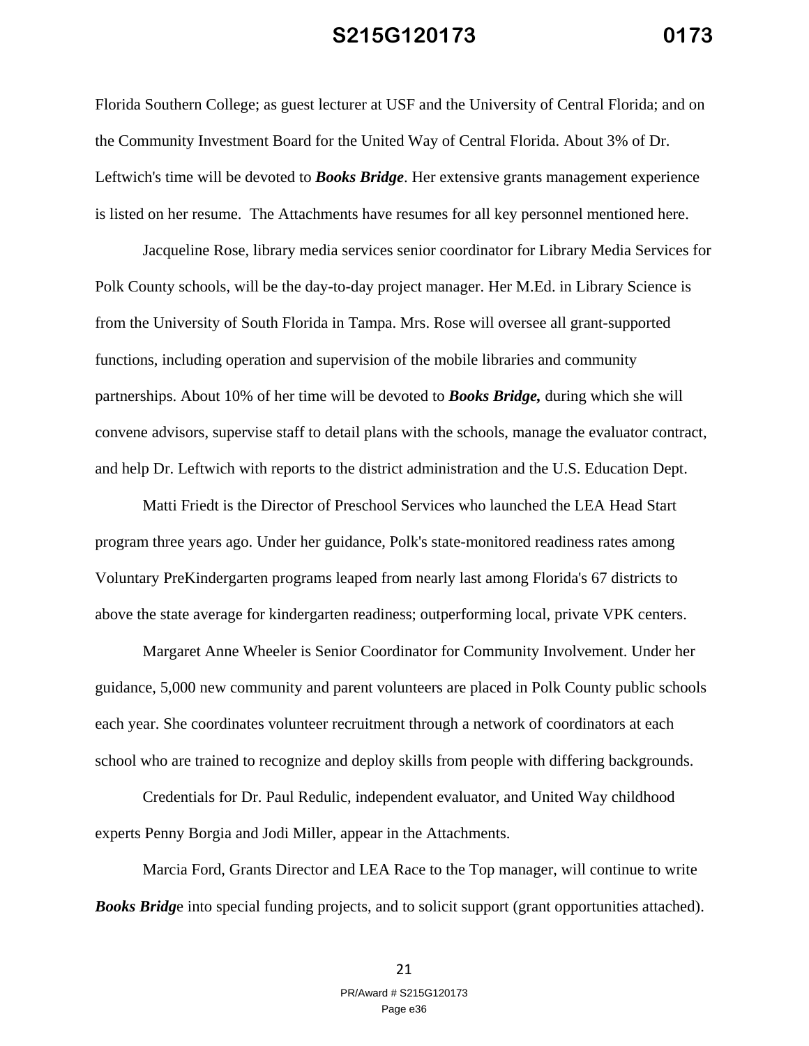Florida Southern College; as guest lecturer at USF and the University of Central Florida; and on the Community Investment Board for the United Way of Central Florida. About 3% of Dr. Leftwich's time will be devoted to ***Books Bridge***. Her extensive grants management experience is listed on her resume. The Attachments have resumes for all key personnel mentioned here.

Jacqueline Rose, library media services senior coordinator for Library Media Services for Polk County schools, will be the day-to-day project manager. Her M.Ed. in Library Science is from the University of South Florida in Tampa. Mrs. Rose will oversee all grant-supported functions, including operation and supervision of the mobile libraries and community partnerships. About 10% of her time will be devoted to ***Books Bridge,*** during which she will convene advisors, supervise staff to detail plans with the schools, manage the evaluator contract, and help Dr. Leftwich with reports to the district administration and the U.S. Education Dept.

Matti Friedt is the Director of Preschool Services who launched the LEA Head Start program three years ago. Under her guidance, Polk's state-monitored readiness rates among Voluntary PreKindergarten programs leaped from nearly last among Florida's 67 districts to above the state average for kindergarten readiness; outperforming local, private VPK centers.

Margaret Anne Wheeler is Senior Coordinator for Community Involvement. Under her guidance, 5,000 new community and parent volunteers are placed in Polk County public schools each year. She coordinates volunteer recruitment through a network of coordinators at each school who are trained to recognize and deploy skills from people with differing backgrounds.

Credentials for Dr. Paul Redulic, independent evaluator, and United Way childhood experts Penny Borgia and Jodi Miller, appear in the Attachments.

Marcia Ford, Grants Director and LEA Race to the Top manager, will continue to write ***Books Bridg***e into special funding projects, and to solicit support (grant opportunities attached).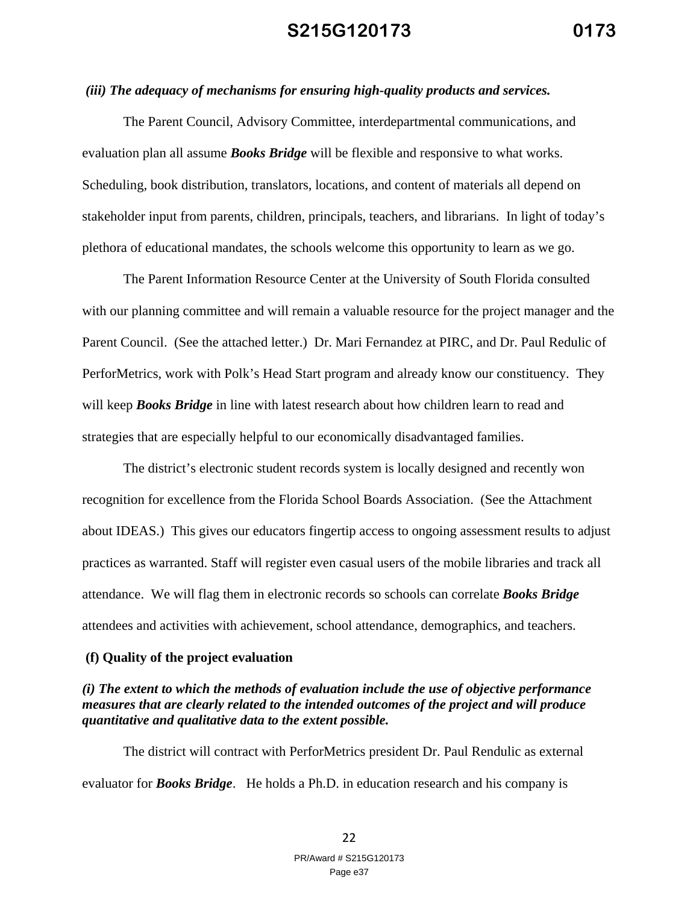***(iii) The adequacy of mechanisms for ensuring high-quality products and services.***

The Parent Council, Advisory Committee, interdepartmental communications, and evaluation plan all assume ***Books Bridge*** will be flexible and responsive to what works. Scheduling, book distribution, translators, locations, and content of materials all depend on stakeholder input from parents, children, principals, teachers, and librarians. In light of today's plethora of educational mandates, the schools welcome this opportunity to learn as we go.

The Parent Information Resource Center at the University of South Florida consulted with our planning committee and will remain a valuable resource for the project manager and the Parent Council. (See the attached letter.) Dr. Mari Fernandez at PIRC, and Dr. Paul Redulic of PerforMetrics, work with Polk's Head Start program and already know our constituency. They will keep ***Books Bridge*** in line with latest research about how children learn to read and strategies that are especially helpful to our economically disadvantaged families.

The district's electronic student records system is locally designed and recently won recognition for excellence from the Florida School Boards Association. (See the Attachment about IDEAS.) This gives our educators fingertip access to ongoing assessment results to adjust practices as warranted. Staff will register even casual users of the mobile libraries and track all attendance. We will flag them in electronic records so schools can correlate ***Books Bridge*** attendees and activities with achievement, school attendance, demographics, and teachers.

**(f) Quality of the project evaluation**

***(i) The extent to which the methods of evaluation include the use of objective performance measures that are clearly related to the intended outcomes of the project and will produce quantitative and qualitative data to the extent possible.***

The district will contract with PerforMetrics president Dr. Paul Rendulic as external evaluator for ***Books Bridge***. He holds a Ph.D. in education research and his company is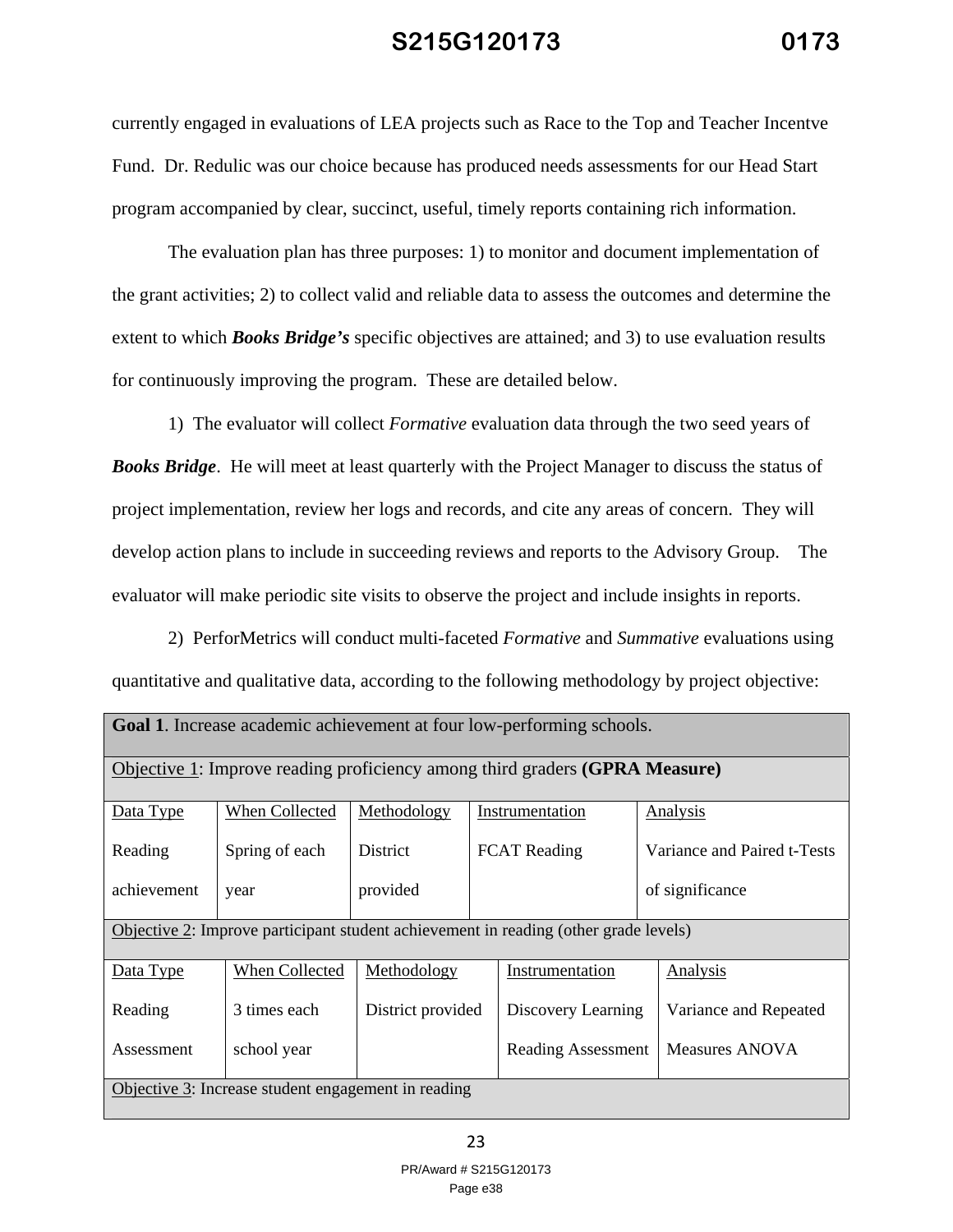currently engaged in evaluations of LEA projects such as Race to the Top and Teacher Incentve Fund. Dr. Redulic was our choice because has produced needs assessments for our Head Start program accompanied by clear, succinct, useful, timely reports containing rich information.

The evaluation plan has three purposes: 1) to monitor and document implementation of the grant activities; 2) to collect valid and reliable data to assess the outcomes and determine the extent to which ***Books Bridge's*** specific objectives are attained; and 3) to use evaluation results for continuously improving the program. These are detailed below.

1) The evaluator will collect *Formative* evaluation data through the two seed years of ***Books Bridge***. He will meet at least quarterly with the Project Manager to discuss the status of project implementation, review her logs and records, and cite any areas of concern. They will develop action plans to include in succeeding reviews and reports to the Advisory Group. The evaluator will make periodic site visits to observe the project and include insights in reports.

2) PerforMetrics will conduct multi-faceted *Formative* and *Summative* evaluations using quantitative and qualitative data, according to the following methodology by project objective:

| **Goal 1**. Increase academic achievement at four low-performing schools. | | | | |
|---|---|---|---|---|
| Objective 1: Improve reading proficiency among third graders **(GPRA Measure)** | | | | |
| Data Type | When Collected | Methodology | Instrumentation | Analysis |
| Reading achievement | Spring of each year | District provided | FCAT Reading | Variance and Paired t-Tests of significance |
| Objective 2: Improve participant student achievement in reading (other grade levels) | | | | |
| Data Type | When Collected | Methodology | Instrumentation | Analysis |
| Reading Assessment | 3 times each school year | District provided | Discovery Learning Reading Assessment | Variance and Repeated Measures ANOVA |
| Objective 3: Increase student engagement in reading | | | | |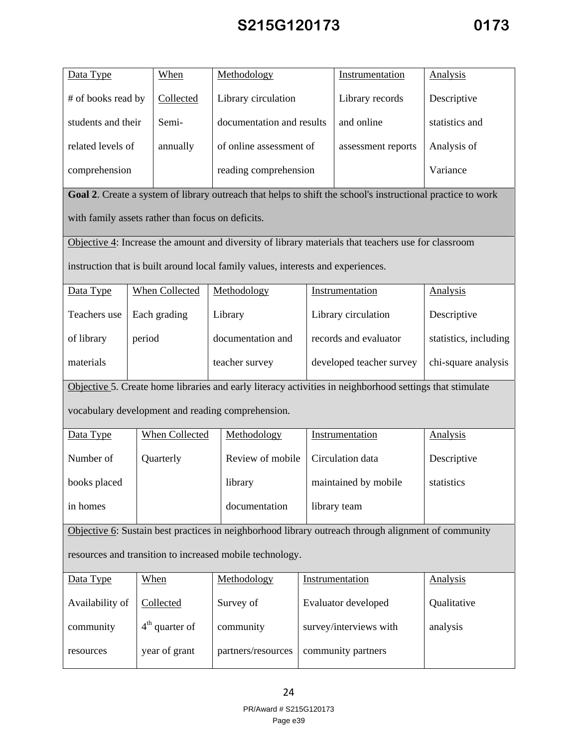| Data Type | When Collected | Methodology | Instrumentation | Analysis |
|---|---|---|---|---|
| # of books read by students and their related levels of comprehension | Semi-annually | Library circulation documentation and results of online assessment of reading comprehension | Library records and online assessment reports | Descriptive statistics and Analysis of Variance |
| **Goal 2**. Create a system of library outreach that helps to shift the school's instructional practice to work with family assets rather than focus on deficits. | | | | |
| Objective 4: Increase the amount and diversity of library materials that teachers use for classroom instruction that is built around local family values, interests and experiences. | | | | |
| Data Type | When Collected | Methodology | Instrumentation | Analysis |
| Teachers use of library materials | Each grading period | Library documentation and teacher survey | Library circulation records and evaluator developed teacher survey | Descriptive statistics, including chi-square analysis |
| Objective 5. Create home libraries and early literacy activities in neighborhood settings that stimulate vocabulary development and reading comprehension. | | | | |
| Data Type | When Collected | Methodology | Instrumentation | Analysis |
| Number of books placed in homes | Quarterly | Review of mobile library documentation | Circulation data maintained by mobile library team | Descriptive statistics |
| Objective 6: Sustain best practices in neighborhood library outreach through alignment of community resources and transition to increased mobile technology. | | | | |
| Data Type | When Collected | Methodology | Instrumentation | Analysis |
| Availability of community resources | 4th quarter of year of grant | Survey of community partners/resources | Evaluator developed survey/interviews with community partners | Qualitative analysis |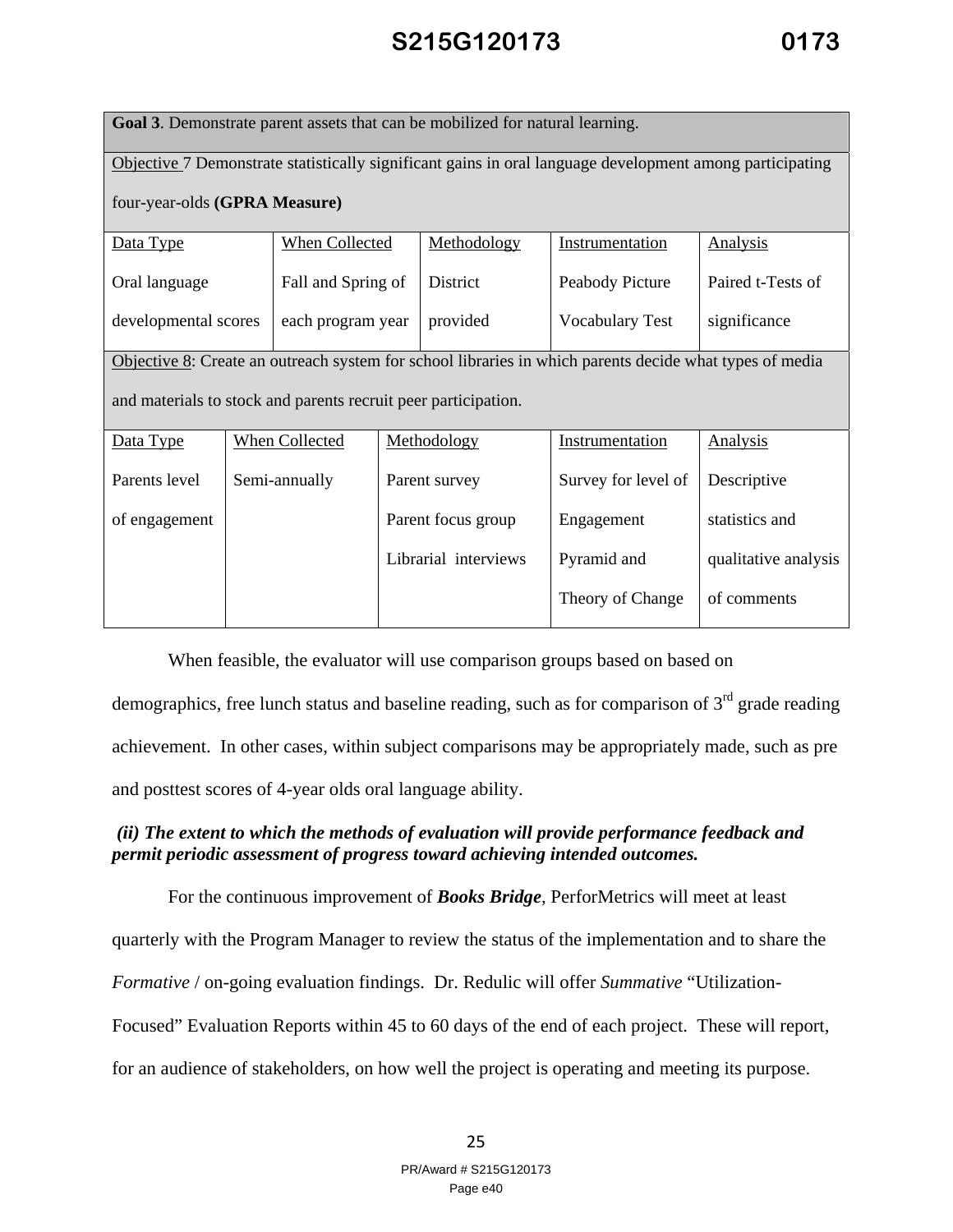| | | | | |
|---|---|---|---|---|
| **Goal 3**. Demonstrate parent assets that can be mobilized for natural learning. | | | | |
| Objective 7 Demonstrate statistically significant gains in oral language development among participating four-year-olds **(GPRA Measure)** | | | | |
| Data Type | When Collected | Methodology | Instrumentation | Analysis |
| Oral language developmental scores | Fall and Spring of each program year | District provided | Peabody Picture Vocabulary Test | Paired t-Tests of significance |
| Objective 8: Create an outreach system for school libraries in which parents decide what types of media and materials to stock and parents recruit peer participation. | | | | |
| Data Type | When Collected | Methodology | Instrumentation | Analysis |
| Parents level of engagement | Semi-annually | Parent survey<br>Parent focus group<br>Librarial interviews | Survey for level of Engagement Pyramid and Theory of Change | Descriptive statistics and qualitative analysis of comments |

When feasible, the evaluator will use comparison groups based on based on demographics, free lunch status and baseline reading, such as for comparison of 3rd grade reading achievement. In other cases, within subject comparisons may be appropriately made, such as pre and posttest scores of 4-year olds oral language ability.

***(ii) The extent to which the methods of evaluation will provide performance feedback and permit periodic assessment of progress toward achieving intended outcomes.***

For the continuous improvement of ***Books Bridge***, PerforMetrics will meet at least quarterly with the Program Manager to review the status of the implementation and to share the *Formative* / on-going evaluation findings. Dr. Redulic will offer *Summative* "Utilization-Focused" Evaluation Reports within 45 to 60 days of the end of each project. These will report, for an audience of stakeholders, on how well the project is operating and meeting its purpose.